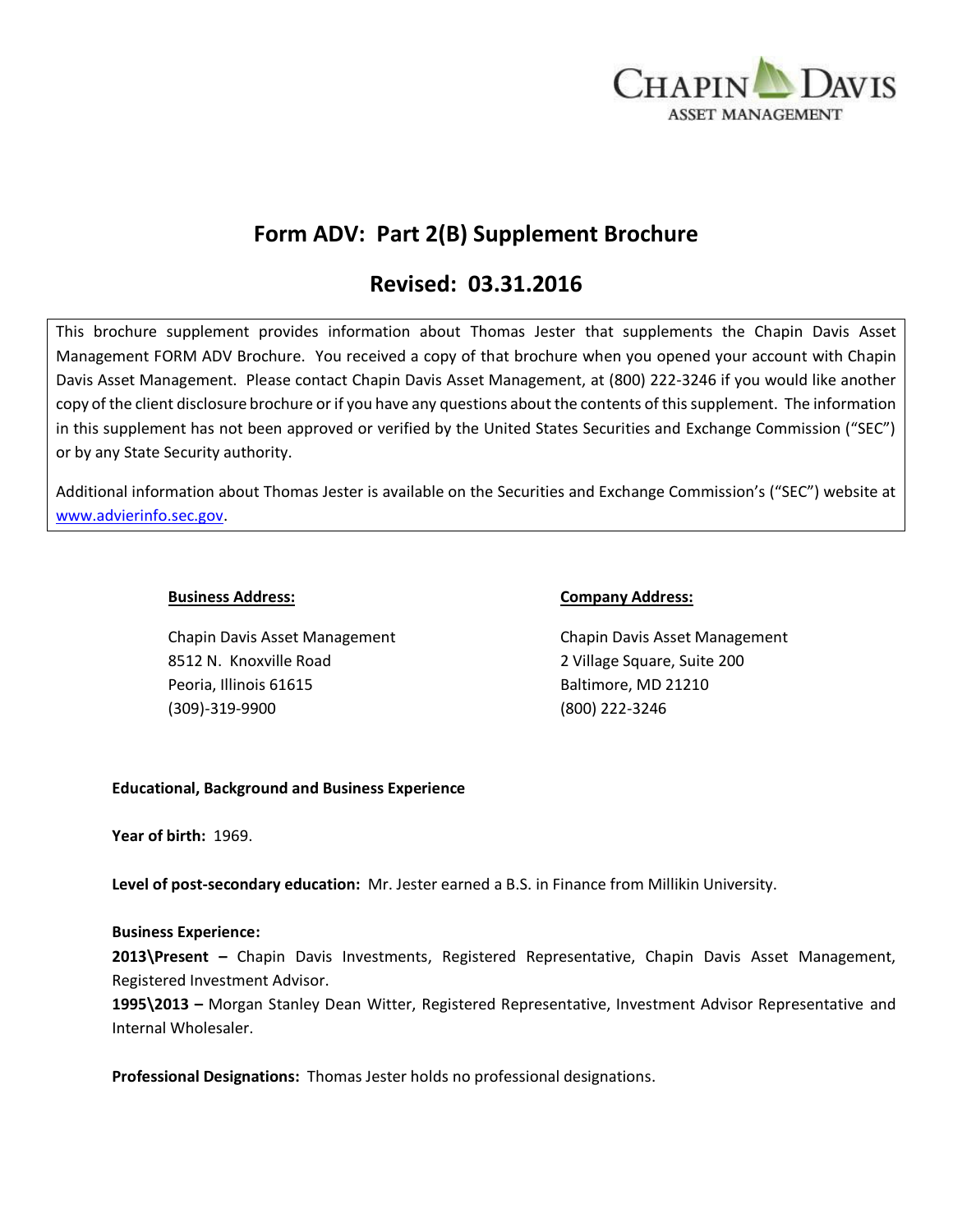CHAPIN DAVIS
ASSET MANAGEMENT

# Form ADV: Part 2(B) Supplement Brochure

## Revised: 03.31.2016

This brochure supplement provides information about Thomas Jester that supplements the Chapin Davis Asset Management FORM ADV Brochure. You received a copy of that brochure when you opened your account with Chapin Davis Asset Management. Please contact Chapin Davis Asset Management, at (800) 222-3246 if you would like another copy of the client disclosure brochure or if you have any questions about the contents of this supplement. The information in this supplement has not been approved or verified by the United States Securities and Exchange Commission ("SEC") or by any State Security authority.

Additional information about Thomas Jester is available on the Securities and Exchange Commission's ("SEC") website at www.advierinfo.sec.gov.

**Business Address:**

Chapin Davis Asset Management
8512 N. Knoxville Road
Peoria, Illinois 61615
(309)-319-9900

**Company Address:**

Chapin Davis Asset Management
2 Village Square, Suite 200
Baltimore, MD 21210
(800) 222-3246

**Educational, Background and Business Experience**

**Year of birth:** 1969.

**Level of post-secondary education:** Mr. Jester earned a B.S. in Finance from Millikin University.

**Business Experience:**

**2013\Present –** Chapin Davis Investments, Registered Representative, Chapin Davis Asset Management, Registered Investment Advisor.

**1995\2013 –** Morgan Stanley Dean Witter, Registered Representative, Investment Advisor Representative and Internal Wholesaler.

**Professional Designations:** Thomas Jester holds no professional designations.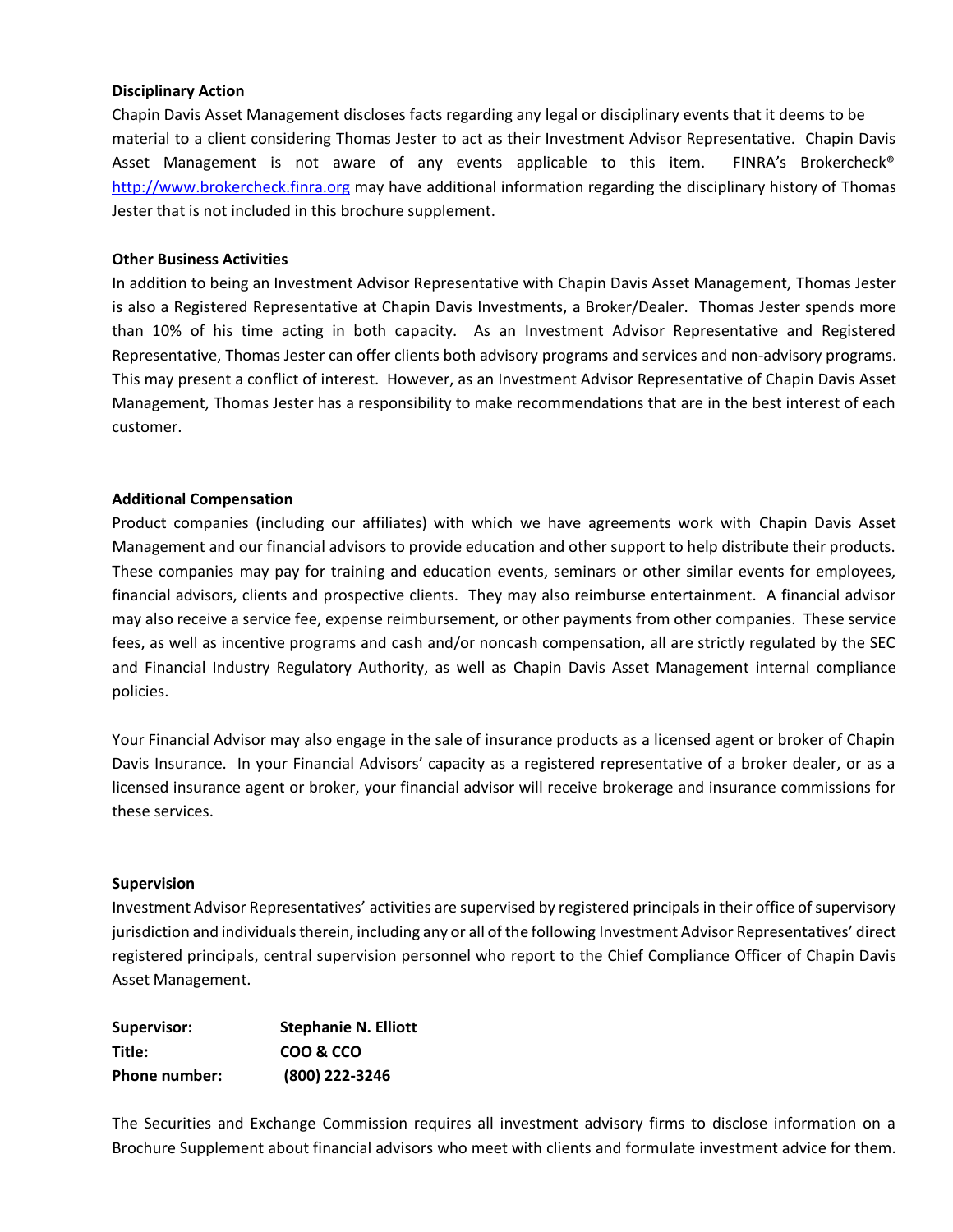**Disciplinary Action**

Chapin Davis Asset Management discloses facts regarding any legal or disciplinary events that it deems to be material to a client considering Thomas Jester to act as their Investment Advisor Representative. Chapin Davis Asset Management is not aware of any events applicable to this item. FINRA's Brokercheck® http://www.brokercheck.finra.org may have additional information regarding the disciplinary history of Thomas Jester that is not included in this brochure supplement.

**Other Business Activities**

In addition to being an Investment Advisor Representative with Chapin Davis Asset Management, Thomas Jester is also a Registered Representative at Chapin Davis Investments, a Broker/Dealer. Thomas Jester spends more than 10% of his time acting in both capacity. As an Investment Advisor Representative and Registered Representative, Thomas Jester can offer clients both advisory programs and services and non-advisory programs. This may present a conflict of interest. However, as an Investment Advisor Representative of Chapin Davis Asset Management, Thomas Jester has a responsibility to make recommendations that are in the best interest of each customer.

**Additional Compensation**

Product companies (including our affiliates) with which we have agreements work with Chapin Davis Asset Management and our financial advisors to provide education and other support to help distribute their products. These companies may pay for training and education events, seminars or other similar events for employees, financial advisors, clients and prospective clients. They may also reimburse entertainment. A financial advisor may also receive a service fee, expense reimbursement, or other payments from other companies. These service fees, as well as incentive programs and cash and/or noncash compensation, all are strictly regulated by the SEC and Financial Industry Regulatory Authority, as well as Chapin Davis Asset Management internal compliance policies.

Your Financial Advisor may also engage in the sale of insurance products as a licensed agent or broker of Chapin Davis Insurance. In your Financial Advisors' capacity as a registered representative of a broker dealer, or as a licensed insurance agent or broker, your financial advisor will receive brokerage and insurance commissions for these services.

**Supervision**

Investment Advisor Representatives' activities are supervised by registered principals in their office of supervisory jurisdiction and individuals therein, including any or all of the following Investment Advisor Representatives' direct registered principals, central supervision personnel who report to the Chief Compliance Officer of Chapin Davis Asset Management.

| | |
|---|---|
| **Supervisor:** | **Stephanie N. Elliott** |
| **Title:** | **COO & CCO** |
| **Phone number:** | **(800) 222-3246** |

The Securities and Exchange Commission requires all investment advisory firms to disclose information on a Brochure Supplement about financial advisors who meet with clients and formulate investment advice for them.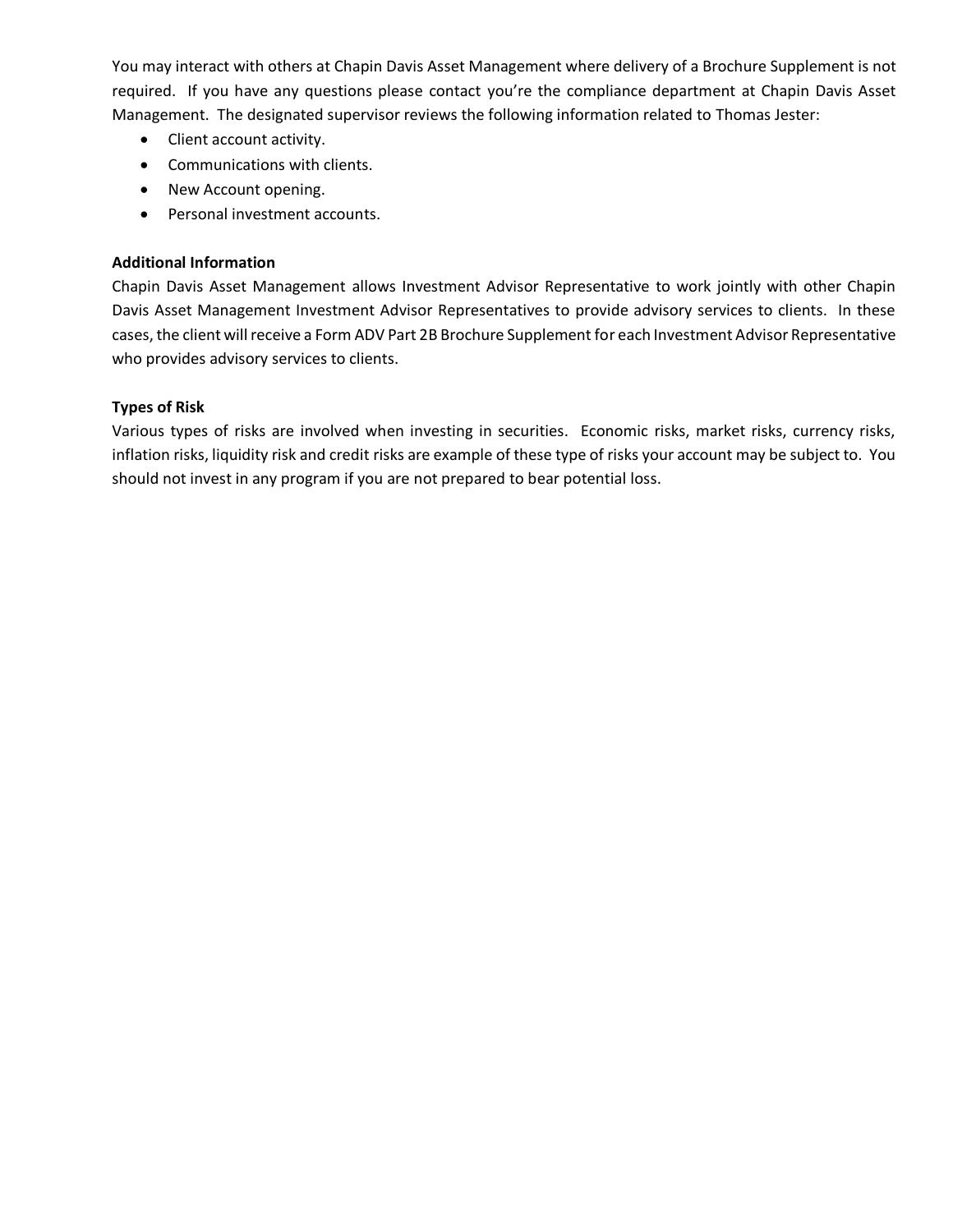You may interact with others at Chapin Davis Asset Management where delivery of a Brochure Supplement is not required. If you have any questions please contact you're the compliance department at Chapin Davis Asset Management. The designated supervisor reviews the following information related to Thomas Jester:

- Client account activity.
- Communications with clients.
- New Account opening.
- Personal investment accounts.

**Additional Information**

Chapin Davis Asset Management allows Investment Advisor Representative to work jointly with other Chapin Davis Asset Management Investment Advisor Representatives to provide advisory services to clients. In these cases, the client will receive a Form ADV Part 2B Brochure Supplement for each Investment Advisor Representative who provides advisory services to clients.

**Types of Risk**

Various types of risks are involved when investing in securities. Economic risks, market risks, currency risks, inflation risks, liquidity risk and credit risks are example of these type of risks your account may be subject to. You should not invest in any program if you are not prepared to bear potential loss.